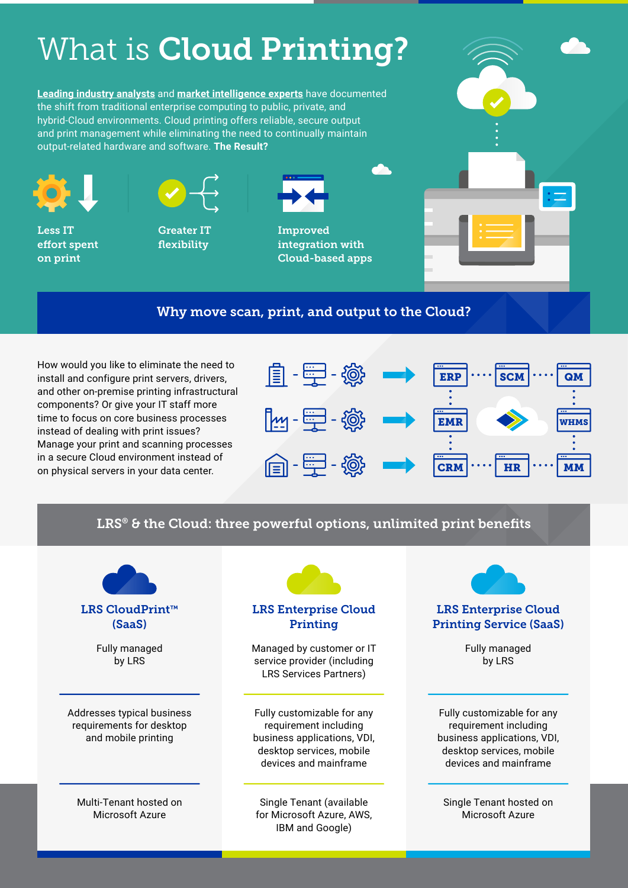# What is **Cloud Printing?**

**Leading industry analysts** and **market intelligence experts** have documented the shift from traditional enterprise computing to public, private, and hybrid-Cloud environments. Cloud printing offers reliable, secure output and print management while eliminating the need to continually maintain output-related hardware and software. **The Result?**

- Less IT effort spent on print
- Greater IT flexibility
- Improved integration with Cloud-based apps

## Why move scan, print, and output to the Cloud?

How would you like to eliminate the need to install and configure print servers, drivers, and other on-premise printing infrastructural components? Or give your IT staff more time to focus on core business processes instead of dealing with print issues? Manage your print and scanning processes in a secure Cloud environment instead of on physical servers in your data center.

ERP · SCM · QM · EMR · WHMS · CRM · HR · MM

## LRS® & the Cloud: three powerful options, unlimited print benefits

| LRS CloudPrint™ (SaaS) | LRS Enterprise Cloud Printing | LRS Enterprise Cloud Printing Service (SaaS) |
|---|---|---|
| Fully managed by LRS | Managed by customer or IT service provider (including LRS Services Partners) | Fully managed by LRS |
| Addresses typical business requirements for desktop and mobile printing | Fully customizable for any requirement including business applications, VDI, desktop services, mobile devices and mainframe | Fully customizable for any requirement including business applications, VDI, desktop services, mobile devices and mainframe |
| Multi-Tenant hosted on Microsoft Azure | Single Tenant (available for Microsoft Azure, AWS, IBM and Google) | Single Tenant hosted on Microsoft Azure |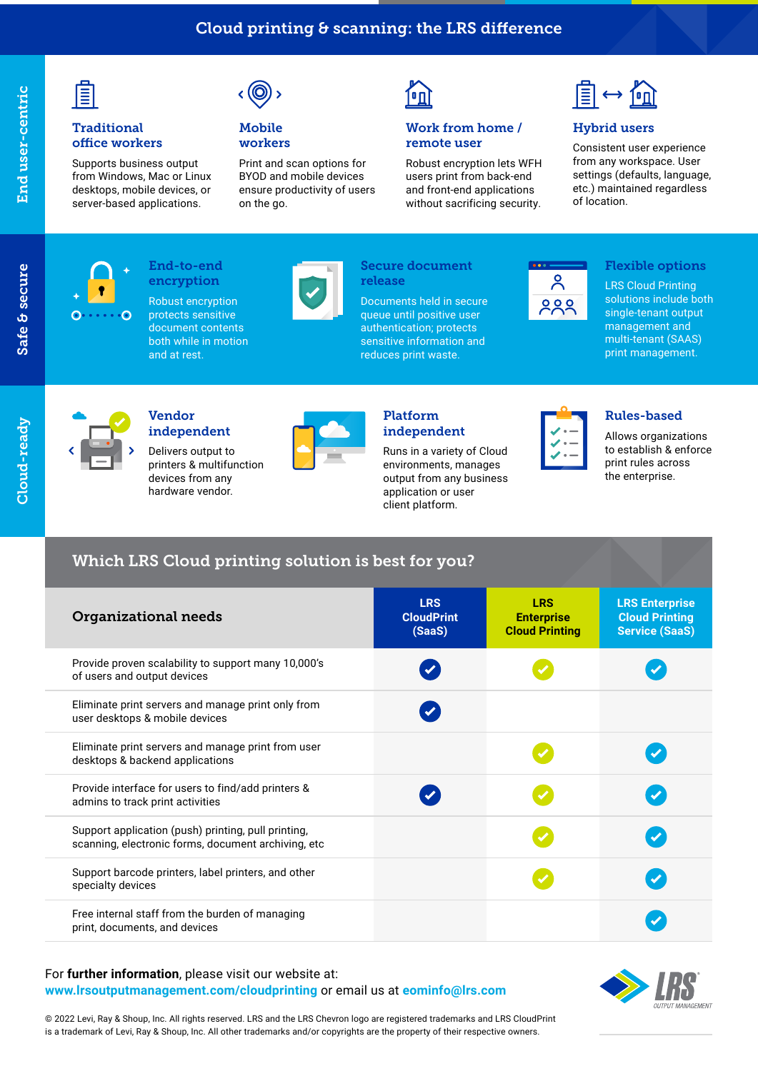# Cloud printing & scanning: the LRS difference

## End user-centric

### Traditional office workers

Supports business output from Windows, Mac or Linux desktops, mobile devices, or server-based applications.

### Mobile workers

Print and scan options for BYOD and mobile devices ensure productivity of users on the go.

### Work from home / remote user

Robust encryption lets WFH users print from back-end and front-end applications without sacrificing security.

### Hybrid users

Consistent user experience from any workspace. User settings (defaults, language, etc.) maintained regardless of location.

## Safe & secure

### End-to-end encryption

Robust encryption protects sensitive document contents both while in motion and at rest.

### Secure document release

Documents held in secure queue until positive user authentication; protects sensitive information and reduces print waste.

### Flexible options

LRS Cloud Printing solutions include both single-tenant output management and multi-tenant (SAAS) print management.

## Cloud-ready

### Vendor independent

Delivers output to printers & multifunction devices from any hardware vendor.

### Platform independent

Runs in a variety of Cloud environments, manages output from any business application or user client platform.

### Rules-based

Allows organizations to establish & enforce print rules across the enterprise.

## Which LRS Cloud printing solution is best for you?

| Organizational needs | LRS CloudPrint (SaaS) | LRS Enterprise Cloud Printing | LRS Enterprise Cloud Printing Service (SaaS) |
|---|---|---|---|
| Provide proven scalability to support many 10,000's of users and output devices | ✓ | ✓ | ✓ |
| Eliminate print servers and manage print only from user desktops & mobile devices | ✓ | | |
| Eliminate print servers and manage print from user desktops & backend applications | | ✓ | ✓ |
| Provide interface for users to find/add printers & admins to track print activities | ✓ | ✓ | ✓ |
| Support application (push) printing, pull printing, scanning, electronic forms, document archiving, etc | | ✓ | ✓ |
| Support barcode printers, label printers, and other specialty devices | | ✓ | ✓ |
| Free internal staff from the burden of managing print, documents, and devices | | | ✓ |

For **further information**, please visit our website at: www.lrsoutputmanagement.com/cloudprinting or email us at eominfo@lrs.com

LRS OUTPUT MANAGEMENT

© 2022 Levi, Ray & Shoup, Inc. All rights reserved. LRS and the LRS Chevron logo are registered trademarks and LRS CloudPrint is a trademark of Levi, Ray & Shoup, Inc. All other trademarks and/or copyrights are the property of their respective owners.